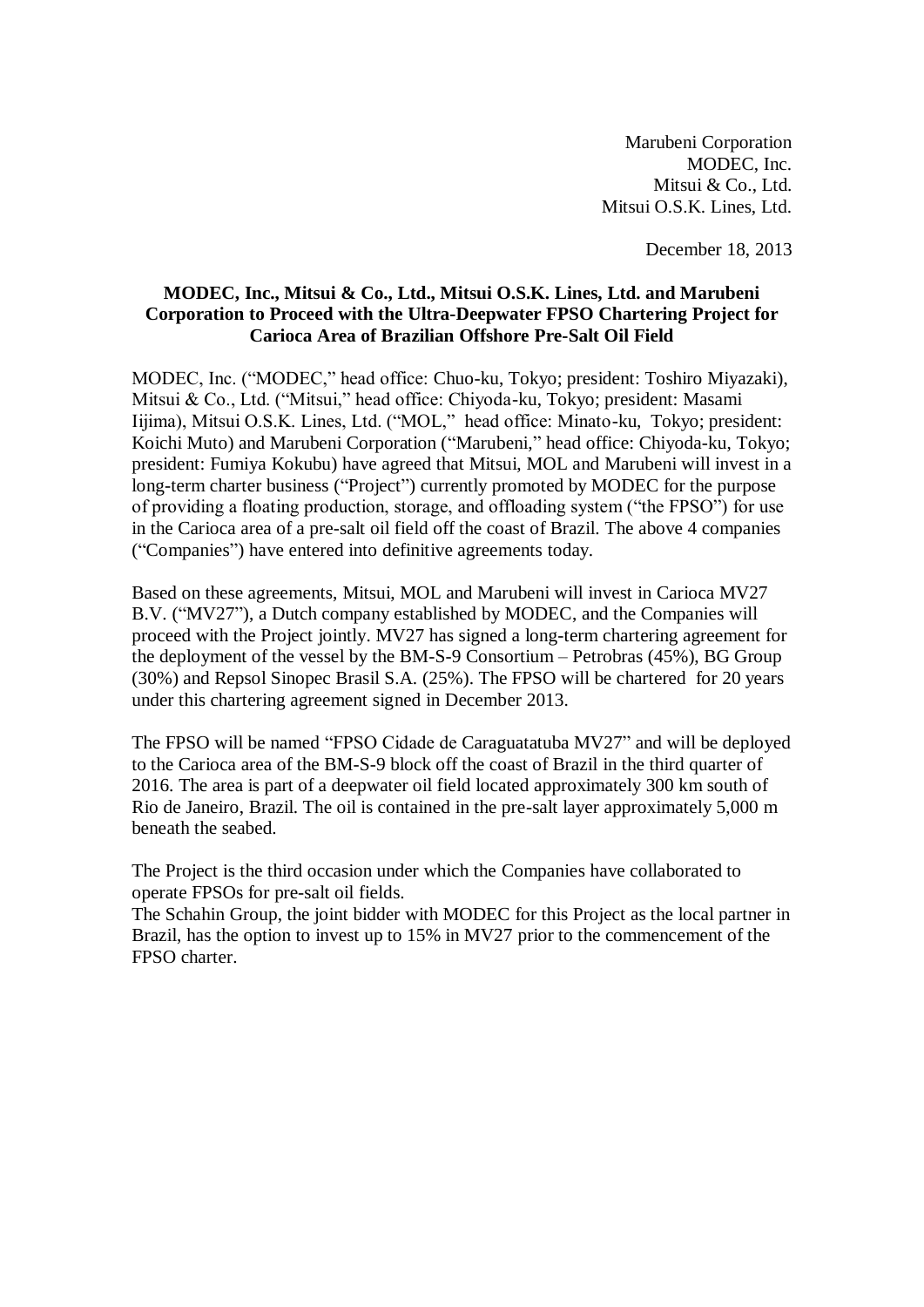Marubeni Corporation
MODEC, Inc.
Mitsui & Co., Ltd.
Mitsui O.S.K. Lines, Ltd.

December 18, 2013

**MODEC, Inc., Mitsui & Co., Ltd., Mitsui O.S.K. Lines, Ltd. and Marubeni Corporation to Proceed with the Ultra-Deepwater FPSO Chartering Project for Carioca Area of Brazilian Offshore Pre-Salt Oil Field**

MODEC, Inc. ("MODEC," head office: Chuo-ku, Tokyo; president: Toshiro Miyazaki), Mitsui & Co., Ltd. ("Mitsui," head office: Chiyoda-ku, Tokyo; president: Masami Iijima), Mitsui O.S.K. Lines, Ltd. ("MOL," head office: Minato-ku, Tokyo; president: Koichi Muto) and Marubeni Corporation ("Marubeni," head office: Chiyoda-ku, Tokyo; president: Fumiya Kokubu) have agreed that Mitsui, MOL and Marubeni will invest in a long-term charter business ("Project") currently promoted by MODEC for the purpose of providing a floating production, storage, and offloading system ("the FPSO") for use in the Carioca area of a pre-salt oil field off the coast of Brazil. The above 4 companies ("Companies") have entered into definitive agreements today.

Based on these agreements, Mitsui, MOL and Marubeni will invest in Carioca MV27 B.V. ("MV27"), a Dutch company established by MODEC, and the Companies will proceed with the Project jointly. MV27 has signed a long-term chartering agreement for the deployment of the vessel by the BM-S-9 Consortium – Petrobras (45%), BG Group (30%) and Repsol Sinopec Brasil S.A. (25%). The FPSO will be chartered for 20 years under this chartering agreement signed in December 2013.

The FPSO will be named "FPSO Cidade de Caraguatatuba MV27" and will be deployed to the Carioca area of the BM-S-9 block off the coast of Brazil in the third quarter of 2016. The area is part of a deepwater oil field located approximately 300 km south of Rio de Janeiro, Brazil. The oil is contained in the pre-salt layer approximately 5,000 m beneath the seabed.

The Project is the third occasion under which the Companies have collaborated to operate FPSOs for pre-salt oil fields.
The Schahin Group, the joint bidder with MODEC for this Project as the local partner in Brazil, has the option to invest up to 15% in MV27 prior to the commencement of the FPSO charter.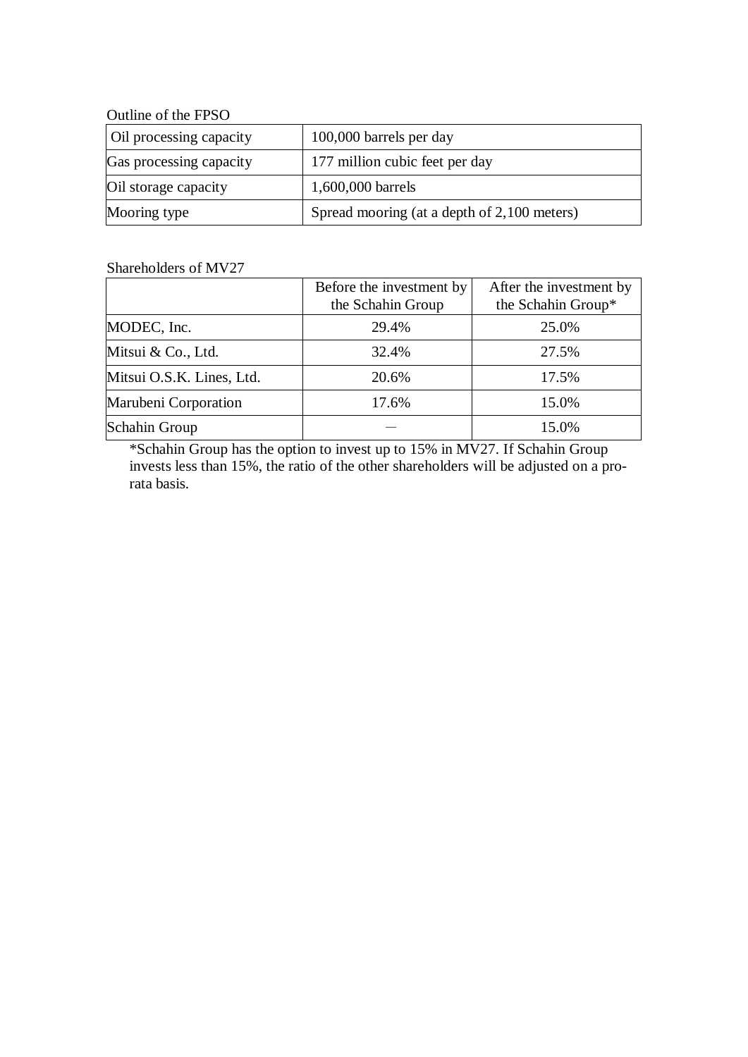Outline of the FPSO

| | |
|---|---|
| Oil processing capacity | 100,000 barrels per day |
| Gas processing capacity | 177 million cubic feet per day |
| Oil storage capacity | 1,600,000 barrels |
| Mooring type | Spread mooring (at a depth of 2,100 meters) |

Shareholders of MV27

| | Before the investment by the Schahin Group | After the investment by the Schahin Group* |
|---|---|---|
| MODEC, Inc. | 29.4% | 25.0% |
| Mitsui & Co., Ltd. | 32.4% | 27.5% |
| Mitsui O.S.K. Lines, Ltd. | 20.6% | 17.5% |
| Marubeni Corporation | 17.6% | 15.0% |
| Schahin Group | — | 15.0% |

*Schahin Group has the option to invest up to 15% in MV27. If Schahin Group invests less than 15%, the ratio of the other shareholders will be adjusted on a pro-rata basis.